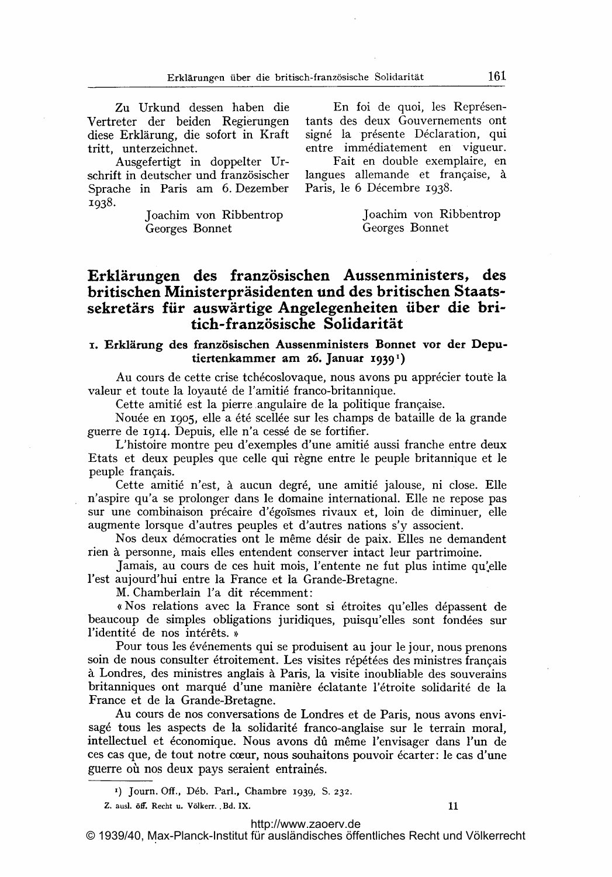Zu Urkund dessen haben die Vertreter der beiden Regierungen diese Erklärung, die sofort in Kraft tritt, unterzeichnet.

Ausgefertigt in doppelter Urschrift in deutscher und französischer Sprache in Paris am 6. Dezember 1938.

Joachim von Ribbentrop
Georges Bonnet

En foi de quoi, les Représentants des deux Gouvernements ont signé la présente Déclaration, qui entre immédiatement en vigueur.

Fait en double exemplaire, en langues allemande et française, à Paris, le 6 Décembre 1938.

Joachim von Ribbentrop
Georges Bonnet

# Erklärungen des französischen Aussenministers, des britischen Ministerpräsidenten und des britischen Staatssekretärs für auswärtige Angelegenheiten über die britich-französische Solidarität

## 1. Erklärung des französischen Aussenministers Bonnet vor der Deputiertenkammer am 26. Januar 1939[1])

Au cours de cette crise tchécoslovaque, nous avons pu apprécier toute la valeur et toute la loyauté de l'amitié franco-britannique.

Cette amitié est la pierre angulaire de la politique française.

Nouée en 1905, elle a été scellée sur les champs de bataille de la grande guerre de 1914. Depuis, elle n'a cessé de se fortifier.

L'histoire montre peu d'exemples d'une amitié aussi franche entre deux Etats et deux peuples que celle qui règne entre le peuple britannique et le peuple français.

Cette amitié n'est, à aucun degré, une amitié jalouse, ni close. Elle n'aspire qu'a se prolonger dans le domaine international. Elle ne repose pas sur une combinaison précaire d'égoïsmes rivaux et, loin de diminuer, elle augmente lorsque d'autres peuples et d'autres nations s'y associent.

Nos deux démocraties ont le même désir de paix. Elles ne demandent rien à personne, mais elles entendent conserver intact leur partrimoine.

Jamais, au cours de ces huit mois, l'entente ne fut plus intime qu'elle l'est aujourd'hui entre la France et la Grande-Bretagne.

M. Chamberlain l'a dit récemment:

« Nos relations avec la France sont si étroites qu'elles dépassent de beaucoup de simples obligations juridiques, puisqu'elles sont fondées sur l'identité de nos intérêts. »

Pour tous les événements qui se produisent au jour le jour, nous prenons soin de nous consulter étroitement. Les visites répétées des ministres français à Londres, des ministres anglais à Paris, la visite inoubliable des souverains britanniques ont marqué d'une manière éclatante l'étroite solidarité de la France et de la Grande-Bretagne.

Au cours de nos conversations de Londres et de Paris, nous avons envisagé tous les aspects de la solidarité franco-anglaise sur le terrain moral, intellectuel et économique. Nous avons dû même l'envisager dans l'un de ces cas que, de tout notre cœur, nous souhaitons pouvoir écarter: le cas d'une guerre où nos deux pays seraient entraînés.

---

[1]) Journ. Off., Déb. Parl., Chambre 1939, S. 232.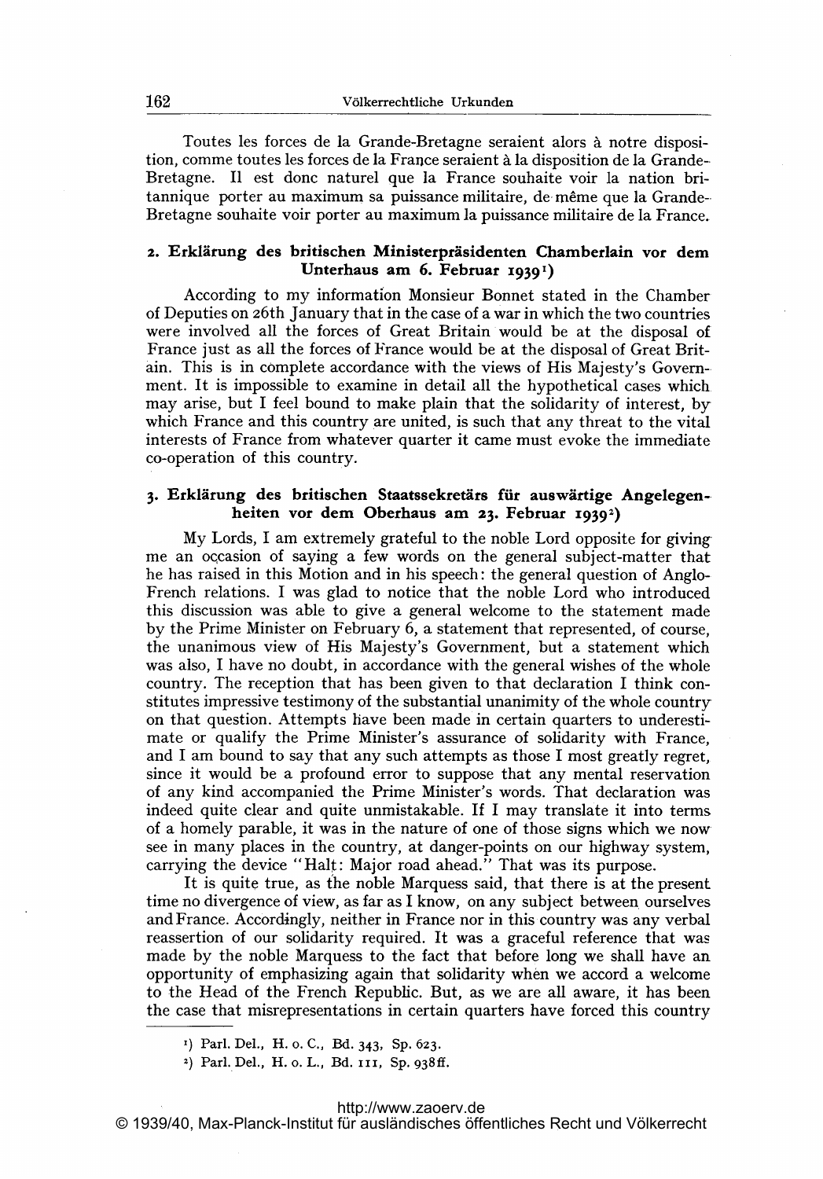Toutes les forces de la Grande-Bretagne seraient alors à notre disposition, comme toutes les forces de la France seraient à la disposition de la Grande-Bretagne. Il est donc naturel que la France souhaite voir la nation britannique porter au maximum sa puissance militaire, de même que la Grande-Bretagne souhaite voir porter au maximum la puissance militaire de la France.

### 2. Erklärung des britischen Ministerpräsidenten Chamberlain vor dem Unterhaus am 6. Februar 1939[1])

According to my information Monsieur Bonnet stated in the Chamber of Deputies on 26th January that in the case of a war in which the two countries were involved all the forces of Great Britain would be at the disposal of France just as all the forces of France would be at the disposal of Great Britain. This is in complete accordance with the views of His Majesty's Government. It is impossible to examine in detail all the hypothetical cases which may arise, but I feel bound to make plain that the solidarity of interest, by which France and this country are united, is such that any threat to the vital interests of France from whatever quarter it came must evoke the immediate co-operation of this country.

### 3. Erklärung des britischen Staatssekretärs für auswärtige Angelegenheiten vor dem Oberhaus am 23. Februar 1939[2])

My Lords, I am extremely grateful to the noble Lord opposite for giving me an occasion of saying a few words on the general subject-matter that he has raised in this Motion and in his speech: the general question of Anglo-French relations. I was glad to notice that the noble Lord who introduced this discussion was able to give a general welcome to the statement made by the Prime Minister on February 6, a statement that represented, of course, the unanimous view of His Majesty's Government, but a statement which was also, I have no doubt, in accordance with the general wishes of the whole country. The reception that has been given to that declaration I think constitutes impressive testimony of the substantial unanimity of the whole country on that question. Attempts have been made in certain quarters to underestimate or qualify the Prime Minister's assurance of solidarity with France, and I am bound to say that any such attempts as those I most greatly regret, since it would be a profound error to suppose that any mental reservation of any kind accompanied the Prime Minister's words. That declaration was indeed quite clear and quite unmistakable. If I may translate it into terms of a homely parable, it was in the nature of one of those signs which we now see in many places in the country, at danger-points on our highway system, carrying the device "Halt: Major road ahead." That was its purpose.

It is quite true, as the noble Marquess said, that there is at the present time no divergence of view, as far as I know, on any subject between ourselves and France. Accordingly, neither in France nor in this country was any verbal reassertion of our solidarity required. It was a graceful reference that was made by the noble Marquess to the fact that before long we shall have an opportunity of emphasizing again that solidarity when we accord a welcome to the Head of the French Republic. But, as we are all aware, it has been the case that misrepresentations in certain quarters have forced this country

---

[1]) Parl. Del., H. o. C., Bd. 343, Sp. 623.

[2]) Parl. Del., H. o. L., Bd. 111, Sp. 938ff.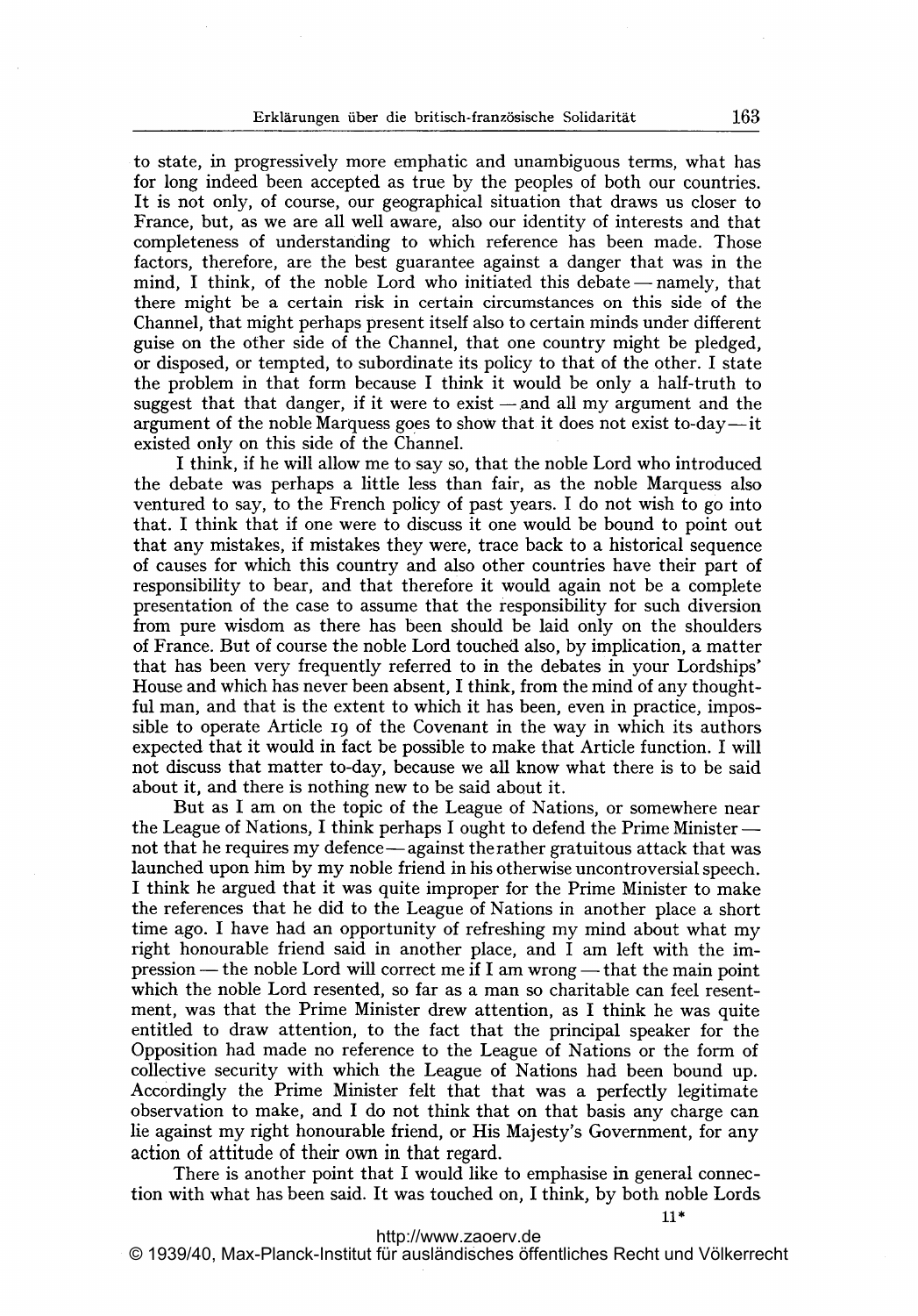to state, in progressively more emphatic and unambiguous terms, what has for long indeed been accepted as true by the peoples of both our countries. It is not only, of course, our geographical situation that draws us closer to France, but, as we are all well aware, also our identity of interests and that completeness of understanding to which reference has been made. Those factors, therefore, are the best guarantee against a danger that was in the mind, I think, of the noble Lord who initiated this debate — namely, that there might be a certain risk in certain circumstances on this side of the Channel, that might perhaps present itself also to certain minds under different guise on the other side of the Channel, that one country might be pledged, or disposed, or tempted, to subordinate its policy to that of the other. I state the problem in that form because I think it would be only a half-truth to suggest that that danger, if it were to exist — and all my argument and the argument of the noble Marquess goes to show that it does not exist to-day — it existed only on this side of the Channel.

I think, if he will allow me to say so, that the noble Lord who introduced the debate was perhaps a little less than fair, as the noble Marquess also ventured to say, to the French policy of past years. I do not wish to go into that. I think that if one were to discuss it one would be bound to point out that any mistakes, if mistakes they were, trace back to a historical sequence of causes for which this country and also other countries have their part of responsibility to bear, and that therefore it would again not be a complete presentation of the case to assume that the responsibility for such diversion from pure wisdom as there has been should be laid only on the shoulders of France. But of course the noble Lord touched also, by implication, a matter that has been very frequently referred to in the debates in your Lordships' House and which has never been absent, I think, from the mind of any thoughtful man, and that is the extent to which it has been, even in practice, impossible to operate Article 19 of the Covenant in the way in which its authors expected that it would in fact be possible to make that Article function. I will not discuss that matter to-day, because we all know what there is to be said about it, and there is nothing new to be said about it.

But as I am on the topic of the League of Nations, or somewhere near the League of Nations, I think perhaps I ought to defend the Prime Minister — not that he requires my defence — against the rather gratuitous attack that was launched upon him by my noble friend in his otherwise uncontroversial speech. I think he argued that it was quite improper for the Prime Minister to make the references that he did to the League of Nations in another place a short time ago. I have had an opportunity of refreshing my mind about what my right honourable friend said in another place, and I am left with the impression — the noble Lord will correct me if I am wrong — that the main point which the noble Lord resented, so far as a man so charitable can feel resentment, was that the Prime Minister drew attention, as I think he was quite entitled to draw attention, to the fact that the principal speaker for the Opposition had made no reference to the League of Nations or the form of collective security with which the League of Nations had been bound up. Accordingly the Prime Minister felt that that was a perfectly legitimate observation to make, and I do not think that on that basis any charge can lie against my right honourable friend, or His Majesty's Government, for any action of attitude of their own in that regard.

There is another point that I would like to emphasise in general connection with what has been said. It was touched on, I think, by both noble Lords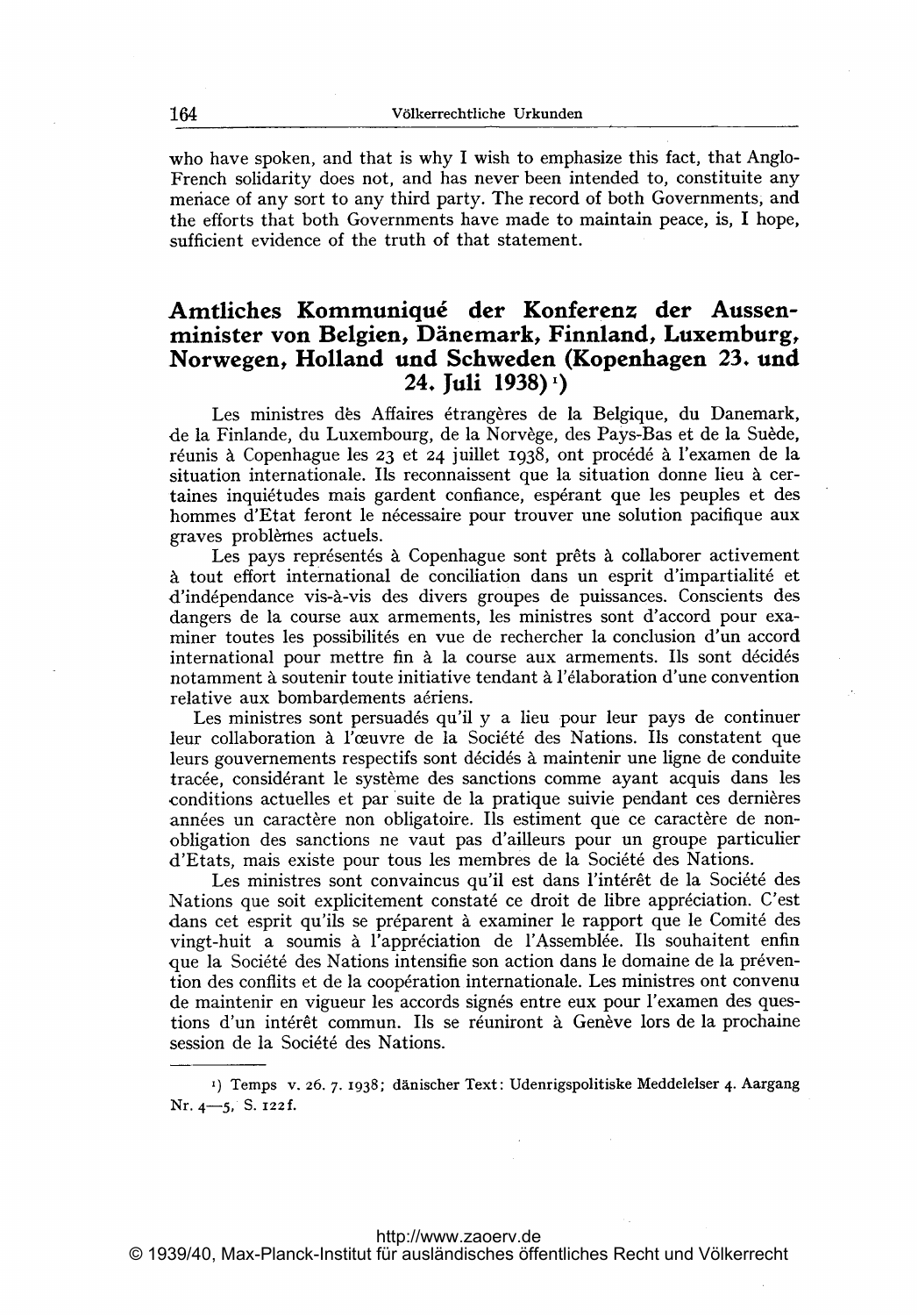who have spoken, and that is why I wish to emphasize this fact, that Anglo-French solidarity does not, and has never been intended to, constituite any menace of any sort to any third party. The record of both Governments, and the efforts that both Governments have made to maintain peace, is, I hope, sufficient evidence of the truth of that statement.

## Amtliches Kommuniqué der Konferenz der Aussenminister von Belgien, Dänemark, Finnland, Luxemburg, Norwegen, Holland und Schweden (Kopenhagen 23. und 24. Juli 1938)[1]

Les ministres des Affaires étrangères de la Belgique, du Danemark, de la Finlande, du Luxembourg, de la Norvège, des Pays-Bas et de la Suède, réunis à Copenhague les 23 et 24 juillet 1938, ont procédé à l'examen de la situation internationale. Ils reconnaissent que la situation donne lieu à certaines inquiétudes mais gardent confiance, espérant que les peuples et des hommes d'Etat feront le nécessaire pour trouver une solution pacifique aux graves problèmes actuels.

Les pays représentés à Copenhague sont prêts à collaborer activement à tout effort international de conciliation dans un esprit d'impartialité et d'indépendance vis-à-vis des divers groupes de puissances. Conscients des dangers de la course aux armements, les ministres sont d'accord pour examiner toutes les possibilités en vue de rechercher la conclusion d'un accord international pour mettre fin à la course aux armements. Ils sont décidés notamment à soutenir toute initiative tendant à l'élaboration d'une convention relative aux bombardements aériens.

Les ministres sont persuadés qu'il y a lieu pour leur pays de continuer leur collaboration à l'œuvre de la Société des Nations. Ils constatent que leurs gouvernements respectifs sont décidés à maintenir une ligne de conduite tracée, considérant le système des sanctions comme ayant acquis dans les conditions actuelles et par suite de la pratique suivie pendant ces dernières années un caractère non obligatoire. Ils estiment que ce caractère de non-obligation des sanctions ne vaut pas d'ailleurs pour un groupe particulier d'Etats, mais existe pour tous les membres de la Société des Nations.

Les ministres sont convaincus qu'il est dans l'intérêt de la Société des Nations que soit explicitement constaté ce droit de libre appréciation. C'est dans cet esprit qu'ils se préparent à examiner le rapport que le Comité des vingt-huit a soumis à l'appréciation de l'Assemblée. Ils souhaitent enfin que la Société des Nations intensifie son action dans le domaine de la prévention des conflits et de la coopération internationale. Les ministres ont convenu de maintenir en vigueur les accords signés entre eux pour l'examen des questions d'un intérêt commun. Ils se réuniront à Genève lors de la prochaine session de la Société des Nations.

---

[1]) Temps v. 26. 7. 1938; dänischer Text: Udenrigspolitiske Meddelelser 4. Aargang Nr. 4—5, S. 122f.